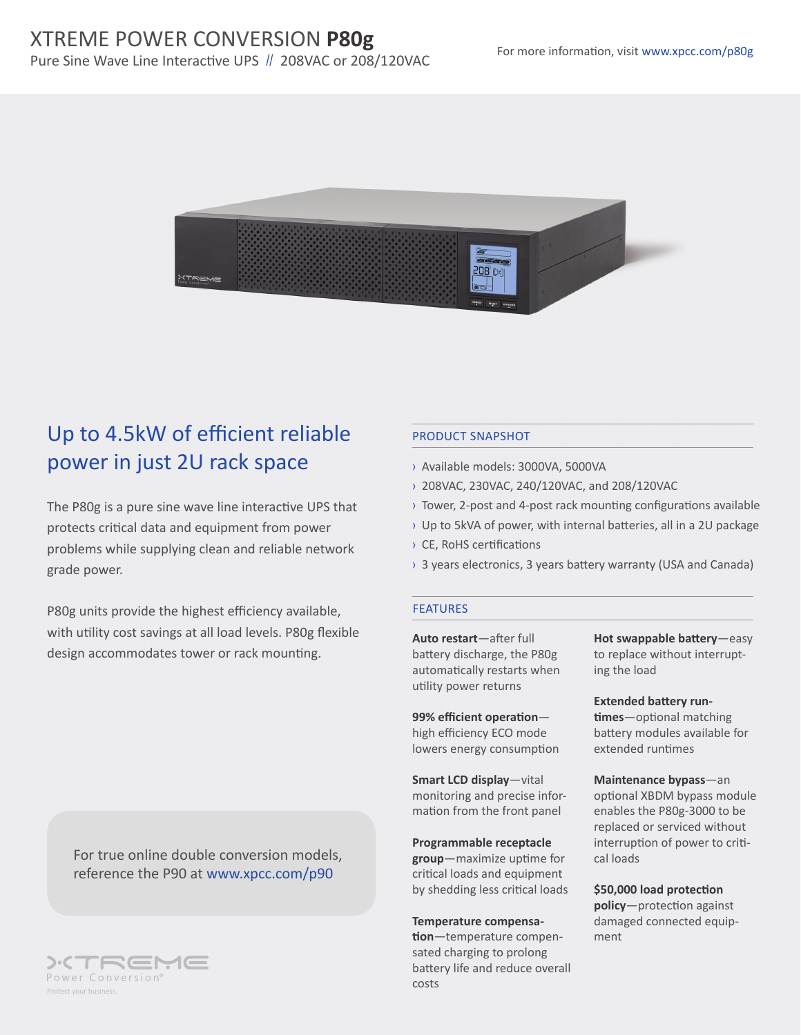# XTREME POWER CONVERSION **P80g**

Pure Sine Wave Line Interactive UPS // 208VAC or 208/120VAC

For more information, visit www.xpcc.com/p80g

## Up to 4.5kW of efficient reliable power in just 2U rack space

The P80g is a pure sine wave line interactive UPS that protects critical data and equipment from power problems while supplying clean and reliable network grade power.

P80g units provide the highest efficiency available, with utility cost savings at all load levels. P80g flexible design accommodates tower or rack mounting.

For true online double conversion models, reference the P90 at www.xpcc.com/p90

## PRODUCT SNAPSHOT

- Available models: 3000VA, 5000VA
- 208VAC, 230VAC, 240/120VAC, and 208/120VAC
- Tower, 2-post and 4-post rack mounting configurations available
- Up to 5kVA of power, with internal batteries, all in a 2U package
- CE, RoHS certifications
- 3 years electronics, 3 years battery warranty (USA and Canada)

## FEATURES

**Auto restart**—after full battery discharge, the P80g automatically restarts when utility power returns

**99% efficient operation**—high efficiency ECO mode lowers energy consumption

**Smart LCD display**—vital monitoring and precise information from the front panel

**Programmable receptacle group**—maximize uptime for critical loads and equipment by shedding less critical loads

**Temperature compensation**—temperature compensated charging to prolong battery life and reduce overall costs

**Hot swappable battery**—easy to replace without interrupting the load

**Extended battery runtimes**—optional matching battery modules available for extended runtimes

**Maintenance bypass**—an optional XBDM bypass module enables the P80g-3000 to be replaced or serviced without interruption of power to critical loads

**$50,000 load protection policy**—protection against damaged connected equipment

XTREME Power Conversion®

Protect your business.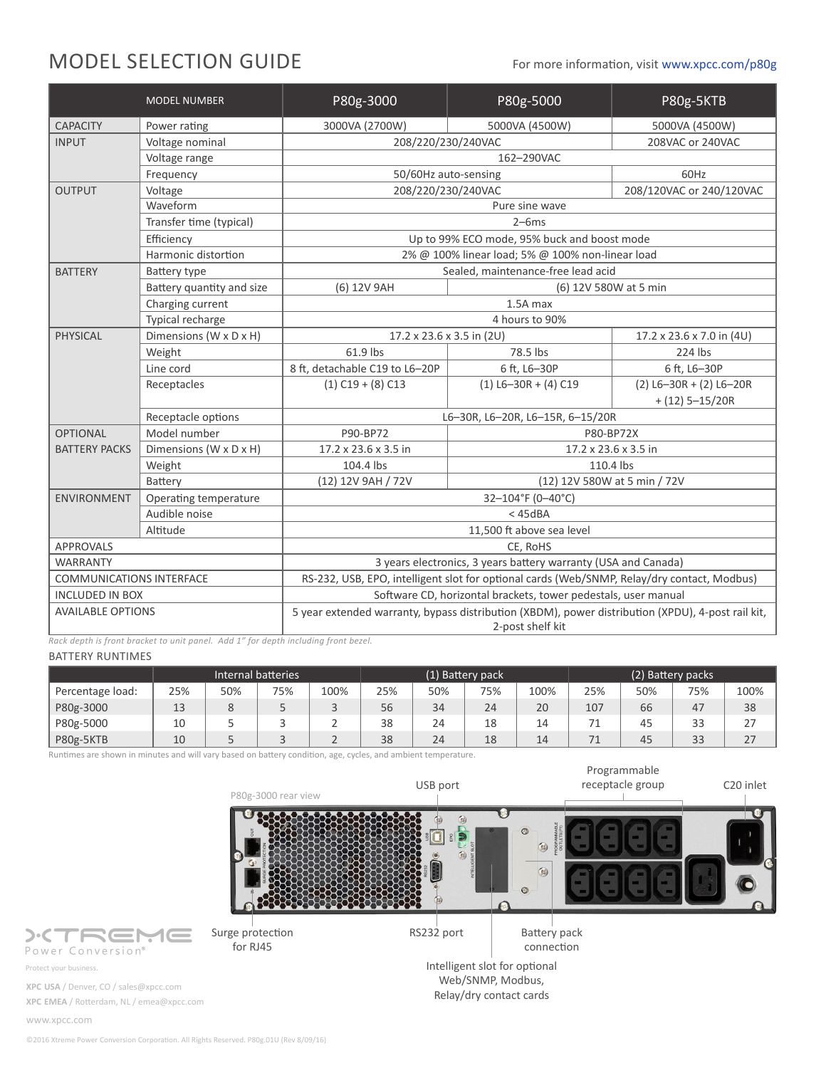# MODEL SELECTION GUIDE

For more information, visit www.xpcc.com/p80g

| | MODEL NUMBER | P80g-3000 | P80g-5000 | P80g-5KTB |
|---|---|---|---|---|
| CAPACITY | Power rating | 3000VA (2700W) | 5000VA (4500W) | 5000VA (4500W) |
| INPUT | Voltage nominal | 208/220/230/240VAC | 208/220/230/240VAC | 208VAC or 240VAC |
| | Voltage range | 162–290VAC | 162–290VAC | 162–290VAC |
| | Frequency | 50/60Hz auto-sensing | 50/60Hz auto-sensing | 60Hz |
| OUTPUT | Voltage | 208/220/230/240VAC | 208/220/230/240VAC | 208/120VAC or 240/120VAC |
| | Waveform | Pure sine wave | Pure sine wave | Pure sine wave |
| | Transfer time (typical) | 2–6ms | 2–6ms | 2–6ms |
| | Efficiency | Up to 99% ECO mode, 95% buck and boost mode | Up to 99% ECO mode, 95% buck and boost mode | Up to 99% ECO mode, 95% buck and boost mode |
| | Harmonic distortion | 2% @ 100% linear load; 5% @ 100% non-linear load | 2% @ 100% linear load; 5% @ 100% non-linear load | 2% @ 100% linear load; 5% @ 100% non-linear load |
| BATTERY | Battery type | Sealed, maintenance-free lead acid | Sealed, maintenance-free lead acid | Sealed, maintenance-free lead acid |
| | Battery quantity and size | (6) 12V 9AH | (6) 12V 580W at 5 min | (6) 12V 580W at 5 min |
| | Charging current | 1.5A max | 1.5A max | 1.5A max |
| | Typical recharge | 4 hours to 90% | 4 hours to 90% | 4 hours to 90% |
| PHYSICAL | Dimensions (W x D x H) | 17.2 x 23.6 x 3.5 in (2U) | 17.2 x 23.6 x 3.5 in (2U) | 17.2 x 23.6 x 7.0 in (4U) |
| | Weight | 61.9 lbs | 78.5 lbs | 224 lbs |
| | Line cord | 8 ft, detachable C19 to L6–20P | 6 ft, L6–30P | 6 ft, L6–30P |
| | Receptacles | (1) C19 + (8) C13 | (1) L6–30R + (4) C19 | (2) L6–30R + (2) L6–20R + (12) 5–15/20R |
| | Receptacle options | L6–30R, L6–20R, L6–15R, 6–15/20R | L6–30R, L6–20R, L6–15R, 6–15/20R | L6–30R, L6–20R, L6–15R, 6–15/20R |
| OPTIONAL BATTERY PACKS | Model number | P90-BP72 | P80-BP72X | P80-BP72X |
| | Dimensions (W x D x H) | 17.2 x 23.6 x 3.5 in | 17.2 x 23.6 x 3.5 in | 17.2 x 23.6 x 3.5 in |
| | Weight | 104.4 lbs | 110.4 lbs | 110.4 lbs |
| | Battery | (12) 12V 9AH / 72V | (12) 12V 580W at 5 min / 72V | (12) 12V 580W at 5 min / 72V |
| ENVIRONMENT | Operating temperature | 32–104°F (0–40°C) | 32–104°F (0–40°C) | 32–104°F (0–40°C) |
| | Audible noise | < 45dBA | < 45dBA | < 45dBA |
| | Altitude | 11,500 ft above sea level | 11,500 ft above sea level | 11,500 ft above sea level |
| APPROVALS | | CE, RoHS | CE, RoHS | CE, RoHS |
| WARRANTY | | 3 years electronics, 3 years battery warranty (USA and Canada) | 3 years electronics, 3 years battery warranty (USA and Canada) | 3 years electronics, 3 years battery warranty (USA and Canada) |
| COMMUNICATIONS INTERFACE | | RS-232, USB, EPO, intelligent slot for optional cards (Web/SNMP, Relay/dry contact, Modbus) | RS-232, USB, EPO, intelligent slot for optional cards (Web/SNMP, Relay/dry contact, Modbus) | RS-232, USB, EPO, intelligent slot for optional cards (Web/SNMP, Relay/dry contact, Modbus) |
| INCLUDED IN BOX | | Software CD, horizontal brackets, tower pedestals, user manual | Software CD, horizontal brackets, tower pedestals, user manual | Software CD, horizontal brackets, tower pedestals, user manual |
| AVAILABLE OPTIONS | | 5 year extended warranty, bypass distribution (XBDM), power distribution (XPDU), 4-post rail kit, 2-post shelf kit | 5 year extended warranty, bypass distribution (XBDM), power distribution (XPDU), 4-post rail kit, 2-post shelf kit | 5 year extended warranty, bypass distribution (XBDM), power distribution (XPDU), 4-post rail kit, 2-post shelf kit |

*Rack depth is front bracket to unit panel. Add 1" for depth including front bezel.*

## BATTERY RUNTIMES

| | Internal batteries | | | | (1) Battery pack | | | | (2) Battery packs | | | |
|---|---|---|---|---|---|---|---|---|---|---|---|---|
| Percentage load: | 25% | 50% | 75% | 100% | 25% | 50% | 75% | 100% | 25% | 50% | 75% | 100% |
| P80g-3000 | 13 | 8 | 5 | 3 | 56 | 34 | 24 | 20 | 107 | 66 | 47 | 38 |
| P80g-5000 | 10 | 5 | 3 | 2 | 38 | 24 | 18 | 14 | 71 | 45 | 33 | 27 |
| P80g-5KTB | 10 | 5 | 3 | 2 | 38 | 24 | 18 | 14 | 71 | 45 | 33 | 27 |

Runtimes are shown in minutes and will vary based on battery condition, age, cycles, and ambient temperature.

P80g-3000 rear view

USB port

Programmable receptacle group

C20 inlet

Surge protection for RJ45

RS232 port

Battery pack connection

Intelligent slot for optional Web/SNMP, Modbus, Relay/dry contact cards

XTREME Power Conversion®

Protect your business.

**XPC USA** / Denver, CO / sales@xpcc.com

**XPC EMEA** / Rotterdam, NL / emea@xpcc.com

www.xpcc.com

©2016 Xtreme Power Conversion Corporation. All Rights Reserved. P80g.01U (Rev 8/09/16)